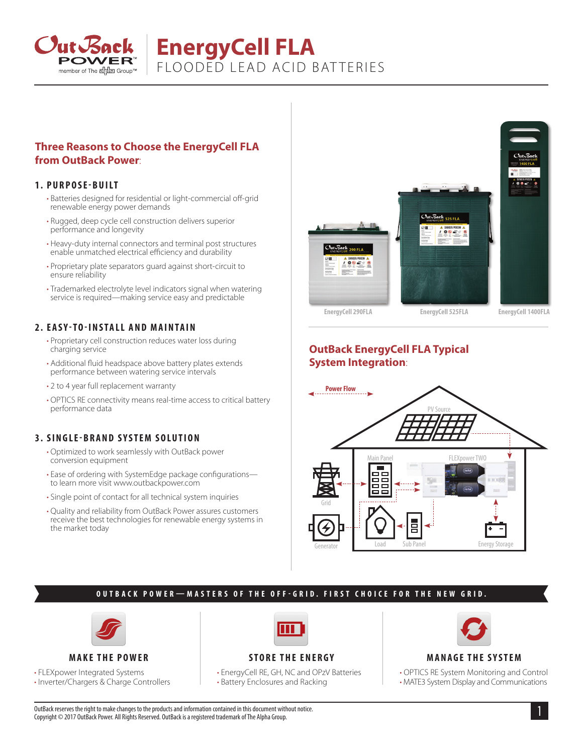# EnergyCell FLA

FLOODED LEAD ACID BATTERIES

## Three Reasons to Choose the EnergyCell FLA from OutBack Power:

### 1. PURPOSE-BUILT

- Batteries designed for residential or light-commercial off-grid renewable energy power demands
- Rugged, deep cycle cell construction delivers superior performance and longevity
- Heavy-duty internal connectors and terminal post structures enable unmatched electrical efficiency and durability
- Proprietary plate separators guard against short-circuit to ensure reliability
- Trademarked electrolyte level indicators signal when watering service is required—making service easy and predictable

### 2. EASY-TO-INSTALL AND MAINTAIN

- Proprietary cell construction reduces water loss during charging service
- Additional fluid headspace above battery plates extends performance between watering service intervals
- 2 to 4 year full replacement warranty
- OPTICS RE connectivity means real-time access to critical battery performance data

### 3. SINGLE-BRAND SYSTEM SOLUTION

- Optimized to work seamlessly with OutBack power conversion equipment
- Ease of ordering with SystemEdge package configurations—to learn more visit www.outbackpower.com
- Single point of contact for all technical system inquiries
- Quality and reliability from OutBack Power assures customers receive the best technologies for renewable energy systems in the market today

EnergyCell 290FLA | EnergyCell 525FLA | EnergyCell 1400FLA

## OutBack EnergyCell FLA Typical System Integration:

Power Flow

PV Source

Main Panel

FLEXpower TWO

Grid

Generator

Load

Sub Panel

Energy Storage

**OUTBACK POWER—MASTERS OF THE OFF-GRID. FIRST CHOICE FOR THE NEW GRID.**

### MAKE THE POWER

- FLEXpower Integrated Systems
- Inverter/Chargers & Charge Controllers

### STORE THE ENERGY

- EnergyCell RE, GH, NC and OPzV Batteries
- Battery Enclosures and Racking

### MANAGE THE SYSTEM

- OPTICS RE System Monitoring and Control
- MATE3 System Display and Communications

OutBack reserves the right to make changes to the products and information contained in this document without notice.
Copyright © 2017 OutBack Power. All Rights Reserved. OutBack is a registered trademark of The Alpha Group.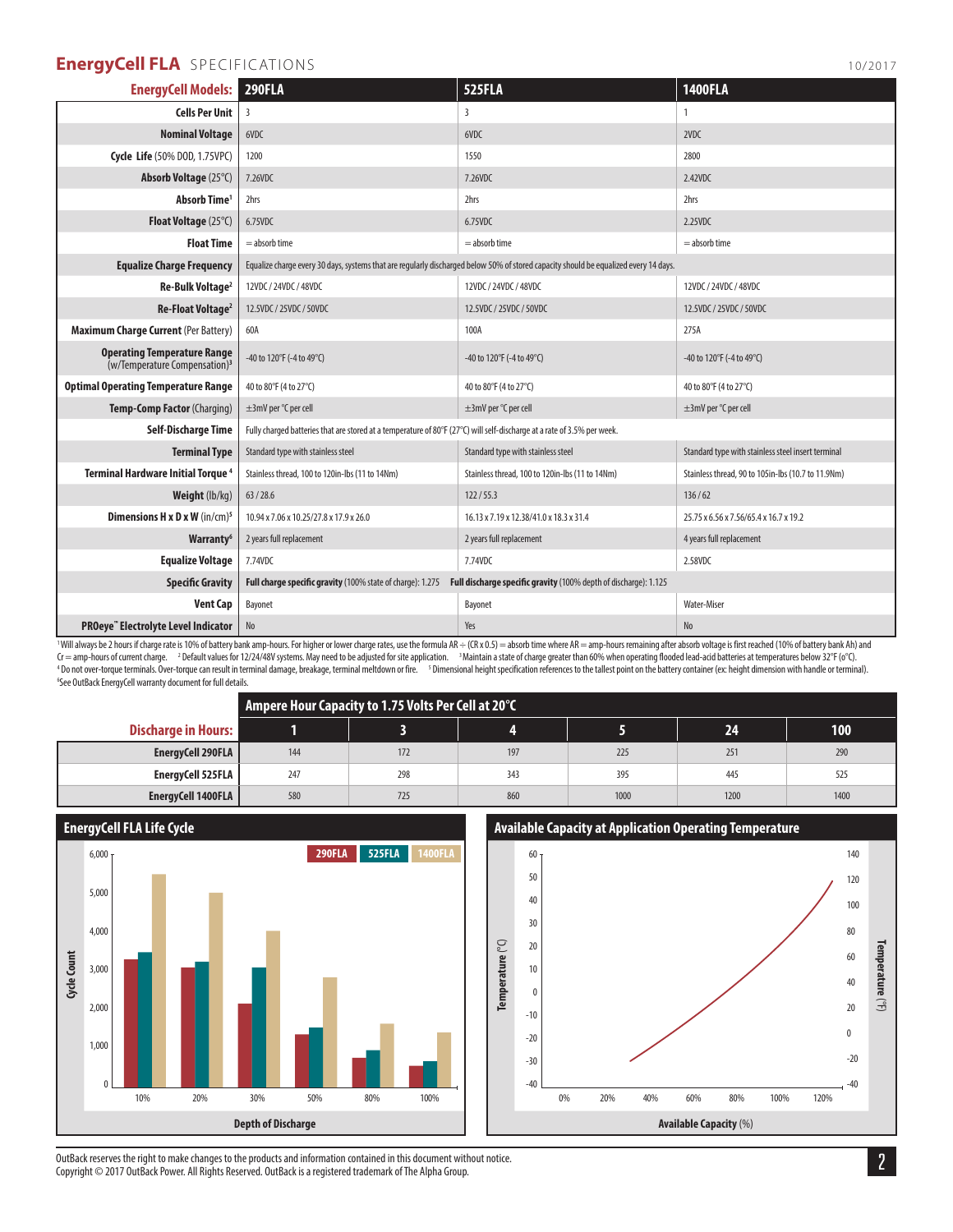# EnergyCell FLA SPECIFICATIONS

10/2017

| EnergyCell Models: | 290FLA | 525FLA | 1400FLA |
|---|---|---|---|
| Cells Per Unit | 3 | 3 | 1 |
| Nominal Voltage | 6VDC | 6VDC | 2VDC |
| Cycle Life (50% DOD, 1.75VPC) | 1200 | 1550 | 2800 |
| Absorb Voltage (25°C) | 7.26VDC | 7.26VDC | 2.42VDC |
| Absorb Time[1] | 2hrs | 2hrs | 2hrs |
| Float Voltage (25°C) | 6.75VDC | 6.75VDC | 2.25VDC |
| Float Time | = absorb time | = absorb time | = absorb time |
| Equalize Charge Frequency | Equalize charge every 30 days, systems that are regularly discharged below 50% of stored capacity should be equalized every 14 days. | | |
| Re-Bulk Voltage[2] | 12VDC / 24VDC / 48VDC | 12VDC / 24VDC / 48VDC | 12VDC / 24VDC / 48VDC |
| Re-Float Voltage[2] | 12.5VDC / 25VDC / 50VDC | 12.5VDC / 25VDC / 50VDC | 12.5VDC / 25VDC / 50VDC |
| Maximum Charge Current (Per Battery) | 60A | 100A | 275A |
| Operating Temperature Range (w/Temperature Compensation)[3] | -40 to 120°F (-4 to 49°C) | -40 to 120°F (-4 to 49°C) | -40 to 120°F (-4 to 49°C) |
| Optimal Operating Temperature Range | 40 to 80°F (4 to 27°C) | 40 to 80°F (4 to 27°C) | 40 to 80°F (4 to 27°C) |
| Temp-Comp Factor (Charging) | ±3mV per °C per cell | ±3mV per °C per cell | ±3mV per °C per cell |
| Self-Discharge Time | Fully charged batteries that are stored at a temperature of 80°F (27°C) will self-discharge at a rate of 3.5% per week. | | |
| Terminal Type | Standard type with stainless steel | Standard type with stainless steel | Standard type with stainless steel insert terminal |
| Terminal Hardware Initial Torque[4] | Stainless thread, 100 to 120in-lbs (11 to 14Nm) | Stainless thread, 100 to 120in-lbs (11 to 14Nm) | Stainless thread, 90 to 105in-lbs (10.7 to 11.9Nm) |
| Weight (lb/kg) | 63 / 28.6 | 122 / 55.3 | 136 / 62 |
| Dimensions H x D x W (in/cm)[5] | 10.94 x 7.06 x 10.25/27.8 x 17.9 x 26.0 | 16.13 x 7.19 x 12.38/41.0 x 18.3 x 31.4 | 25.75 x 6.56 x 7.56/65.4 x 16.7 x 19.2 |
| Warranty[6] | 2 years full replacement | 2 years full replacement | 4 years full replacement |
| Equalize Voltage | 7.74VDC | 7.74VDC | 2.58VDC |
| Specific Gravity | **Full charge specific gravity** (100% state of charge): 1.275 **Full discharge specific gravity** (100% depth of discharge): 1.125 | | |
| Vent Cap | Bayonet | Bayonet | Water-Miser |
| PROeye™ Electrolyte Level Indicator | No | Yes | No |

[1] Will always be 2 hours if charge rate is 10% of battery bank amp-hours. For higher or lower charge rates, use the formula AR ÷ (CR x 0.5) = absorb time where AR = amp-hours remaining after absorb voltage is first reached (10% of battery bank Ah) and Cr = amp-hours of current charge. [2] Default values for 12/24/48V systems. May need to be adjusted for site application. [3] Maintain a state of charge greater than 60% when operating flooded lead-acid batteries at temperatures below 32°F (0°C).
[4] Do not over-torque terminals. Over-torque can result in terminal damage, breakage, terminal meltdown or fire. [5] Dimensional height specification references to the tallest point on the battery container (ex: height dimension with handle or terminal).
[6] See OutBack EnergyCell warranty document for full details.

## Ampere Hour Capacity to 1.75 Volts Per Cell at 20°C

| Discharge in Hours: | 1 | 3 | 4 | 5 | 24 | 100 |
|---|---|---|---|---|---|---|
| EnergyCell 290FLA | 144 | 172 | 197 | 225 | 251 | 290 |
| EnergyCell 525FLA | 247 | 298 | 343 | 395 | 445 | 525 |
| EnergyCell 1400FLA | 580 | 725 | 860 | 1000 | 1200 | 1400 |

## EnergyCell FLA Life Cycle

290FLA 525FLA 1400FLA

Cycle Count

6,000
5,000
4,000
3,000
2,000
1,000
0

10% 20% 30% 50% 80% 100%

Depth of Discharge

## Available Capacity at Application Operating Temperature

Temperature (°C)

60 50 40 30 20 10 0 -10 -20 -30 -40

Temperature (°F)

140 120 100 80 60 40 20 0 -20 -40

0% 20% 40% 60% 80% 100% 120%

Available Capacity (%)

OutBack reserves the right to make changes to the products and information contained in this document without notice.
Copyright © 2017 OutBack Power. All Rights Reserved. OutBack is a registered trademark of The Alpha Group.